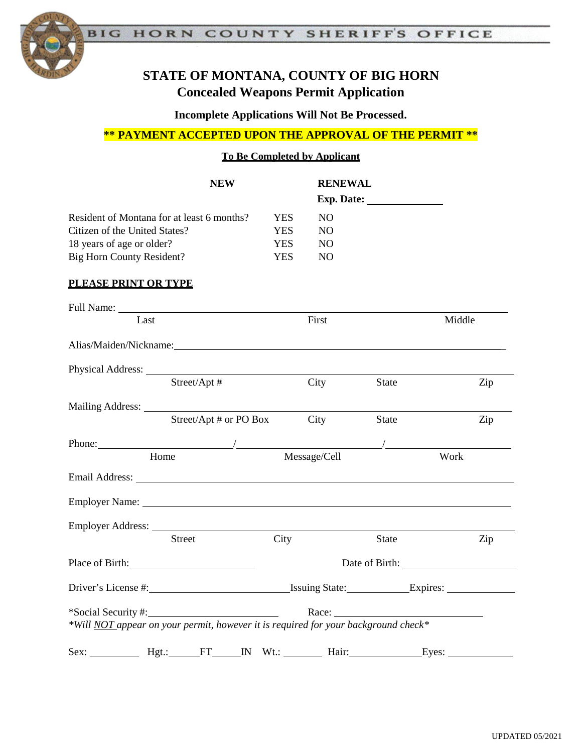BIG HORN COUNTY SHERIFF'S OFFICE

# STATE OF MONTANA, COUNTY OF BIG HORN
## Concealed Weapons Permit Application

**Incomplete Applications Will Not Be Processed.**

**\*\* PAYMENT ACCEPTED UPON THE APPROVAL OF THE PERMIT \*\***

**To Be Completed by Applicant**

**NEW** **RENEWAL**
**Exp. Date:** ______________

| | | |
|---|---|---|
| Resident of Montana for at least 6 months? | YES | NO |
| Citizen of the United States? | YES | NO |
| 18 years of age or older? | YES | NO |
| Big Horn County Resident? | YES | NO |

**PLEASE PRINT OR TYPE**

Full Name: ____________________________________________
Last First Middle

Alias/Maiden/Nickname: ____________________________________________

Physical Address: ____________________________________________
Street/Apt # City State Zip

Mailing Address: ____________________________________________
Street/Apt # or PO Box City State Zip

Phone: ______________ / ______________ / ______________
Home Message/Cell Work

Email Address: ____________________________________________

Employer Name: ____________________________________________

Employer Address: ____________________________________________
Street City State Zip

Place of Birth: ______________ Date of Birth: ______________

Driver's License #: ______________ Issuing State: __________ Expires: __________

*Social Security #: ______________ Race: ______________
*Will NOT appear on your permit, however it is required for your background check*

Sex: ________ Hgt.: _____FT_____IN Wt.: _______ Hair: __________ Eyes: __________

UPDATED 05/2021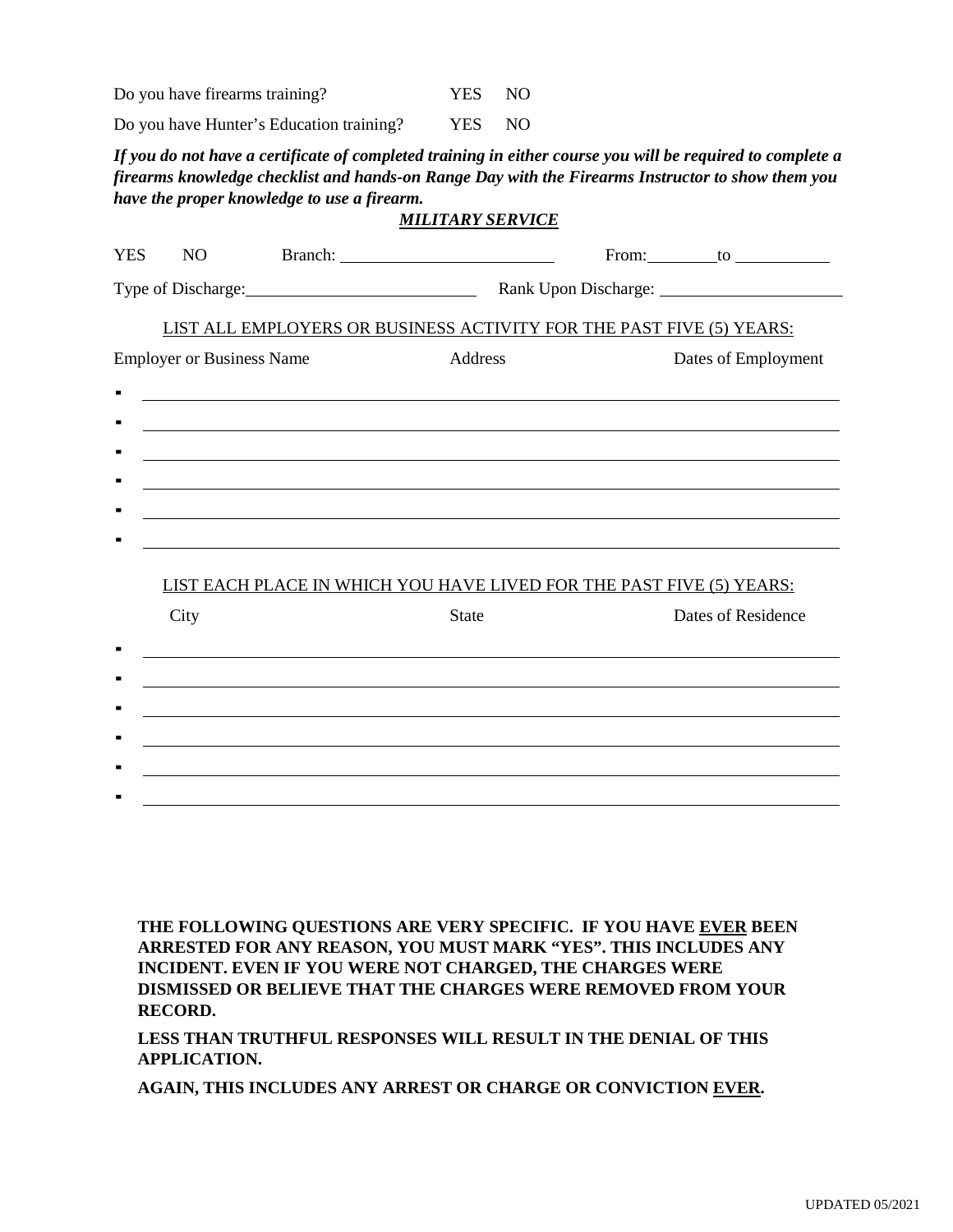Do you have firearms training? YES NO

Do you have Hunter's Education training? YES NO

***If you do not have a certificate of completed training in either course you will be required to complete a firearms knowledge checklist and hands-on Range Day with the Firearms Instructor to show them you have the proper knowledge to use a firearm.***

***MILITARY SERVICE***

YES NO Branch: ______________________ From: ________ to __________

Type of Discharge: ______________________ Rank Upon Discharge: ____________________

LIST ALL EMPLOYERS OR BUSINESS ACTIVITY FOR THE PAST FIVE (5) YEARS:

| Employer or Business Name | Address | Dates of Employment |
|---|---|---|
| | | |
| | | |
| | | |
| | | |
| | | |
| | | |

LIST EACH PLACE IN WHICH YOU HAVE LIVED FOR THE PAST FIVE (5) YEARS:

| City | State | Dates of Residence |
|---|---|---|
| | | |
| | | |
| | | |
| | | |
| | | |
| | | |

**THE FOLLOWING QUESTIONS ARE VERY SPECIFIC. IF YOU HAVE EVER BEEN ARRESTED FOR ANY REASON, YOU MUST MARK "YES". THIS INCLUDES ANY INCIDENT. EVEN IF YOU WERE NOT CHARGED, THE CHARGES WERE DISMISSED OR BELIEVE THAT THE CHARGES WERE REMOVED FROM YOUR RECORD.**

**LESS THAN TRUTHFUL RESPONSES WILL RESULT IN THE DENIAL OF THIS APPLICATION.**

**AGAIN, THIS INCLUDES ANY ARREST OR CHARGE OR CONVICTION EVER.**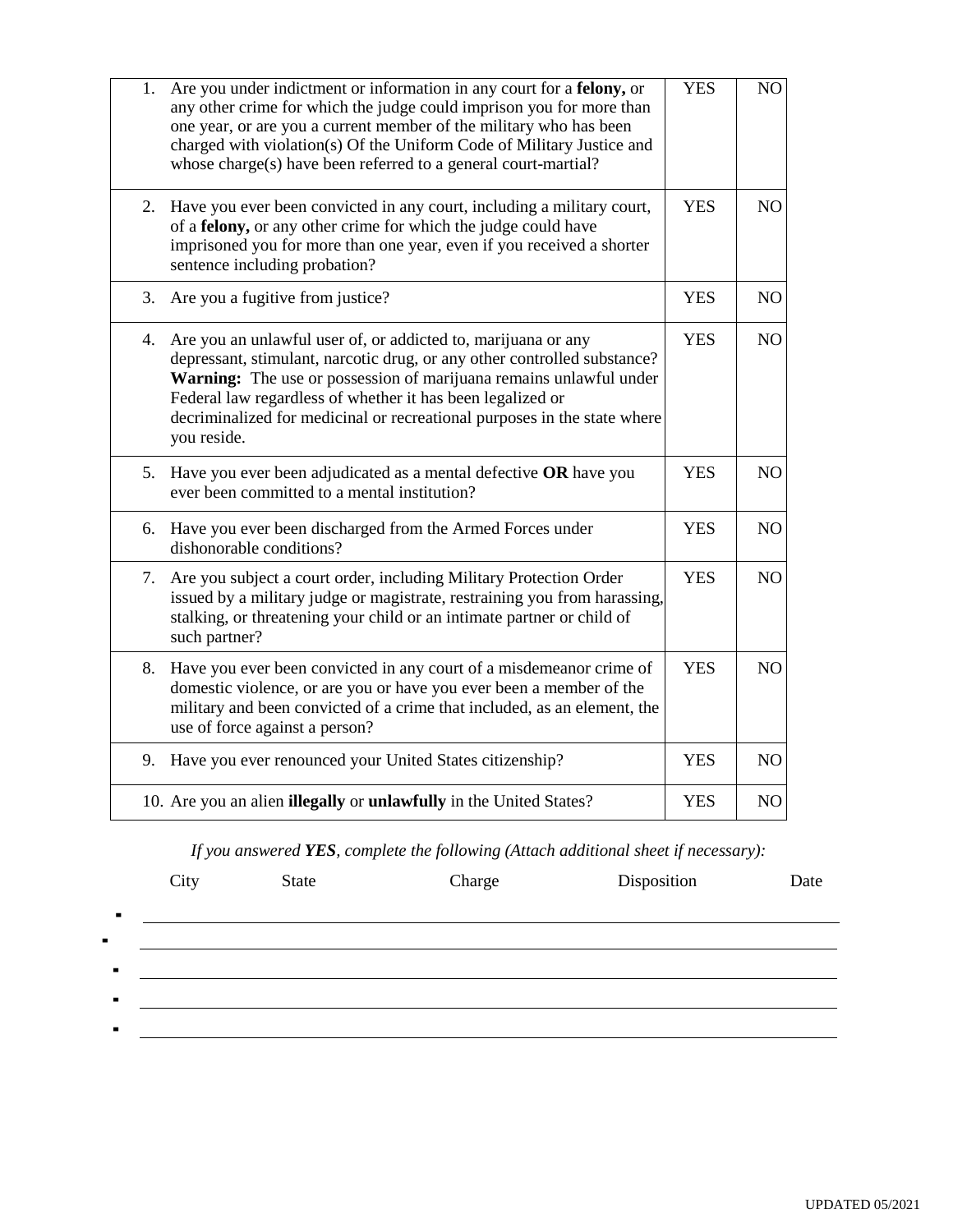| | | |
|---|---|---|
| 1. Are you under indictment or information in any court for a **felony,** or any other crime for which the judge could imprison you for more than one year, or are you a current member of the military who has been charged with violation(s) Of the Uniform Code of Military Justice and whose charge(s) have been referred to a general court-martial? | YES | NO |
| 2. Have you ever been convicted in any court, including a military court, of a **felony,** or any other crime for which the judge could have imprisoned you for more than one year, even if you received a shorter sentence including probation? | YES | NO |
| 3. Are you a fugitive from justice? | YES | NO |
| 4. Are you an unlawful user of, or addicted to, marijuana or any depressant, stimulant, narcotic drug, or any other controlled substance? **Warning:** The use or possession of marijuana remains unlawful under Federal law regardless of whether it has been legalized or decriminalized for medicinal or recreational purposes in the state where you reside. | YES | NO |
| 5. Have you ever been adjudicated as a mental defective **OR** have you ever been committed to a mental institution? | YES | NO |
| 6. Have you ever been discharged from the Armed Forces under dishonorable conditions? | YES | NO |
| 7. Are you subject a court order, including Military Protection Order issued by a military judge or magistrate, restraining you from harassing, stalking, or threatening your child or an intimate partner or child of such partner? | YES | NO |
| 8. Have you ever been convicted in any court of a misdemeanor crime of domestic violence, or are you or have you ever been a member of the military and been convicted of a crime that included, as an element, the use of force against a person? | YES | NO |
| 9. Have you ever renounced your United States citizenship? | YES | NO |
| 10. Are you an alien **illegally** or **unlawfully** in the United States? | YES | NO |

*If you answered **YES**, complete the following (Attach additional sheet if necessary):*

| City | State | Charge | Disposition | Date |
|---|---|---|---|---|
| | | | | |
| | | | | |
| | | | | |
| | | | | |
| | | | | |

UPDATED 05/2021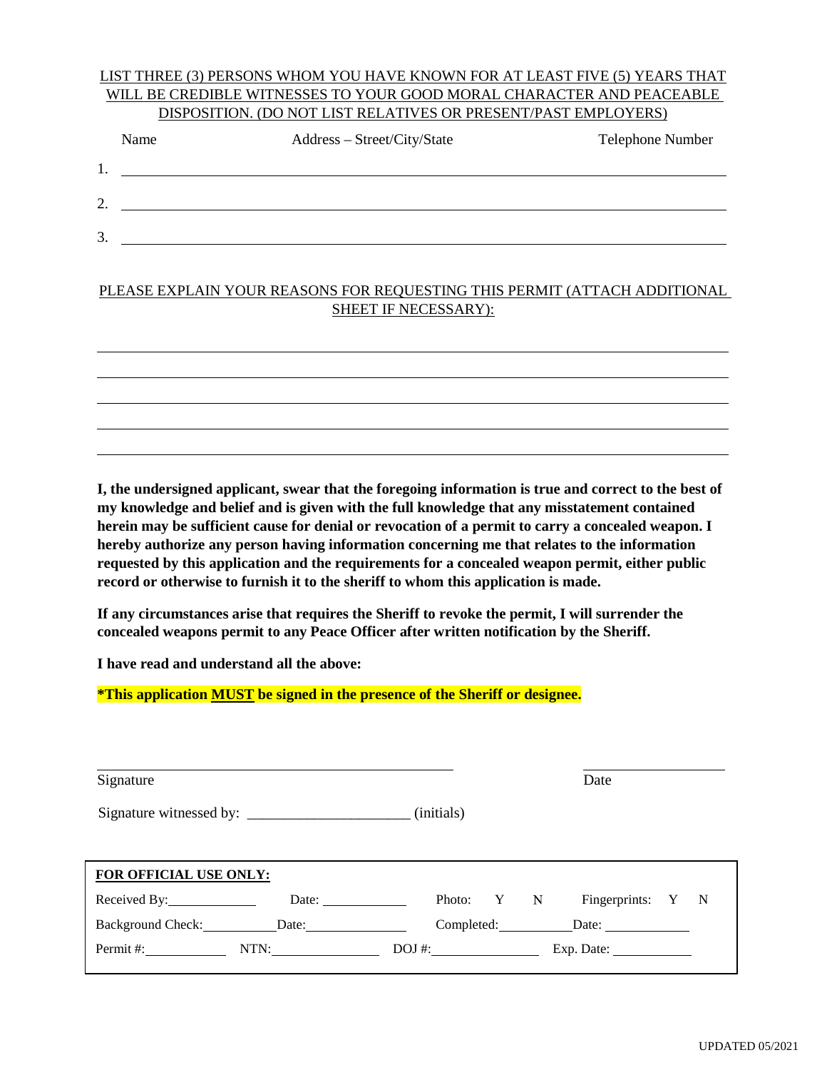LIST THREE (3) PERSONS WHOM YOU HAVE KNOWN FOR AT LEAST FIVE (5) YEARS THAT WILL BE CREDIBLE WITNESSES TO YOUR GOOD MORAL CHARACTER AND PEACEABLE DISPOSITION. (DO NOT LIST RELATIVES OR PRESENT/PAST EMPLOYERS)

| | Name | Address – Street/City/State | Telephone Number |
|---|---|---|---|
| 1. | | | |
| 2. | | | |
| 3. | | | |

PLEASE EXPLAIN YOUR REASONS FOR REQUESTING THIS PERMIT (ATTACH ADDITIONAL SHEET IF NECESSARY):

______________________________________________________________________

______________________________________________________________________

______________________________________________________________________

______________________________________________________________________

______________________________________________________________________

**I, the undersigned applicant, swear that the foregoing information is true and correct to the best of my knowledge and belief and is given with the full knowledge that any misstatement contained herein may be sufficient cause for denial or revocation of a permit to carry a concealed weapon. I hereby authorize any person having information concerning me that relates to the information requested by this application and the requirements for a concealed weapon permit, either public record or otherwise to furnish it to the sheriff to whom this application is made.**

**If any circumstances arise that requires the Sheriff to revoke the permit, I will surrender the concealed weapons permit to any Peace Officer after written notification by the Sheriff.**

**I have read and understand all the above:**

**\*This application MUST be signed in the presence of the Sheriff or designee.**

______________________________________________ ____________________

Signature Date

Signature witnessed by: ______________________ (initials)

**FOR OFFICIAL USE ONLY:**

| | | | |
|---|---|---|---|
| Received By: ____________ | Date: ____________ | Photo: Y N | Fingerprints: Y N |
| Background Check: __________ | Date: ____________ | Completed: __________ | Date: ____________ |
| Permit #: ____________ | NTN: ____________ | DOJ #: ____________ | Exp. Date: ____________ |

UPDATED 05/2021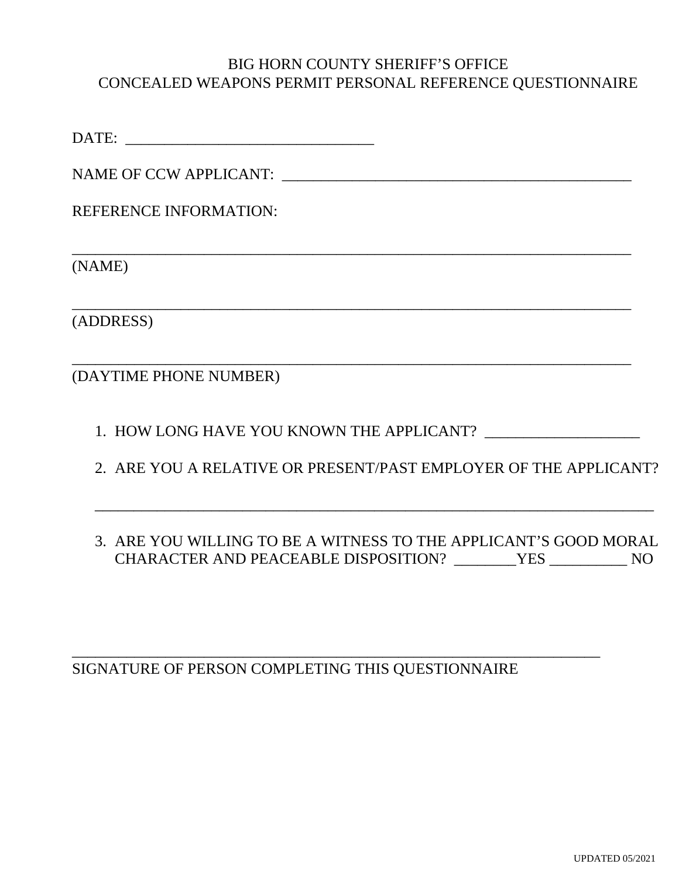# BIG HORN COUNTY SHERIFF'S OFFICE
## CONCEALED WEAPONS PERMIT PERSONAL REFERENCE QUESTIONNAIRE

DATE: ________________________________

NAME OF CCW APPLICANT: ____________________________________________

REFERENCE INFORMATION:

________________________________________________________________________
(NAME)

________________________________________________________________________
(ADDRESS)

________________________________________________________________________
(DAYTIME PHONE NUMBER)

1. HOW LONG HAVE YOU KNOWN THE APPLICANT? ____________________

2. ARE YOU A RELATIVE OR PRESENT/PAST EMPLOYER OF THE APPLICANT?

   ________________________________________________________________________

3. ARE YOU WILLING TO BE A WITNESS TO THE APPLICANT'S GOOD MORAL CHARACTER AND PEACEABLE DISPOSITION? ________YES __________ NO

____________________________________________________________________
SIGNATURE OF PERSON COMPLETING THIS QUESTIONNAIRE

UPDATED 05/2021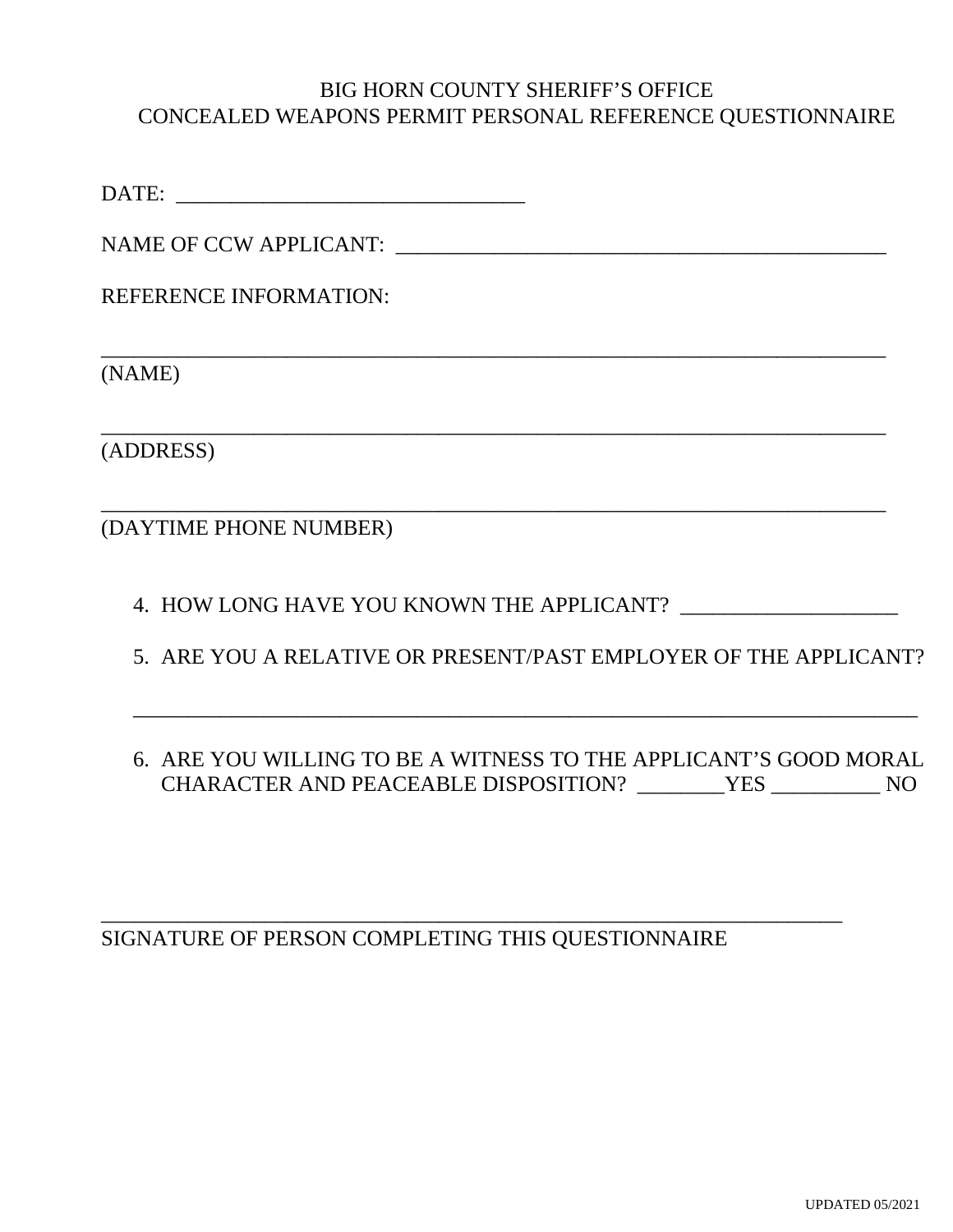# BIG HORN COUNTY SHERIFF'S OFFICE
## CONCEALED WEAPONS PERMIT PERSONAL REFERENCE QUESTIONNAIRE

DATE: ________________________________

NAME OF CCW APPLICANT: ____________________________________________

REFERENCE INFORMATION:

_________________________________________________________________________
(NAME)

_________________________________________________________________________
(ADDRESS)

_________________________________________________________________________
(DAYTIME PHONE NUMBER)

4. HOW LONG HAVE YOU KNOWN THE APPLICANT? ____________________

5. ARE YOU A RELATIVE OR PRESENT/PAST EMPLOYER OF THE APPLICANT?

   _________________________________________________________________________

6. ARE YOU WILLING TO BE A WITNESS TO THE APPLICANT'S GOOD MORAL CHARACTER AND PEACEABLE DISPOSITION? ________YES __________ NO

_____________________________________________________________________
SIGNATURE OF PERSON COMPLETING THIS QUESTIONNAIRE

UPDATED 05/2021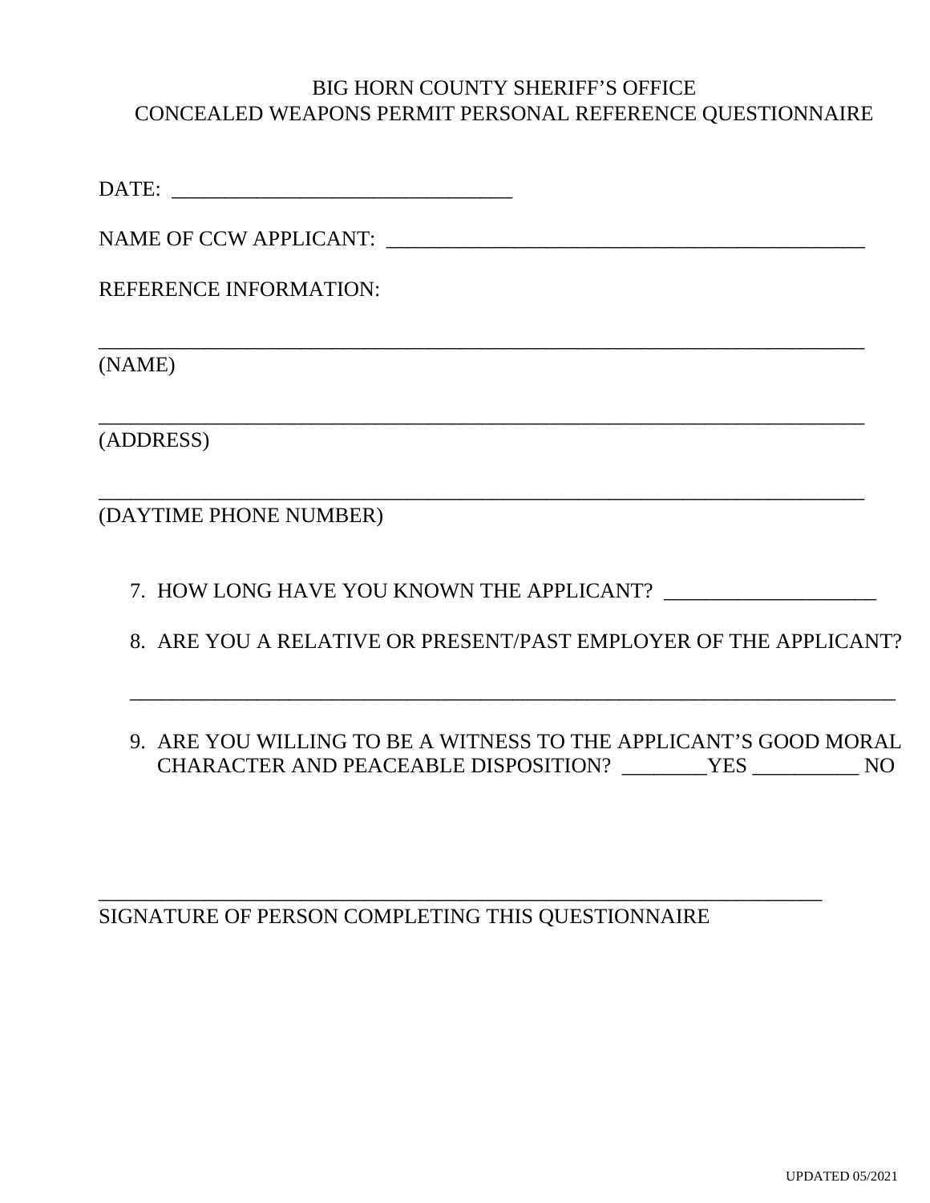BIG HORN COUNTY SHERIFF'S OFFICE
CONCEALED WEAPONS PERMIT PERSONAL REFERENCE QUESTIONNAIRE

DATE: ________________________________

NAME OF CCW APPLICANT: ____________________________________________

REFERENCE INFORMATION:

________________________________________________________________________
(NAME)

________________________________________________________________________
(ADDRESS)

________________________________________________________________________
(DAYTIME PHONE NUMBER)

7. HOW LONG HAVE YOU KNOWN THE APPLICANT? ____________________

8. ARE YOU A RELATIVE OR PRESENT/PAST EMPLOYER OF THE APPLICANT?

   ________________________________________________________________________

9. ARE YOU WILLING TO BE A WITNESS TO THE APPLICANT'S GOOD MORAL CHARACTER AND PEACEABLE DISPOSITION? ________YES __________ NO

________________________________________________________________
SIGNATURE OF PERSON COMPLETING THIS QUESTIONNAIRE

UPDATED 05/2021